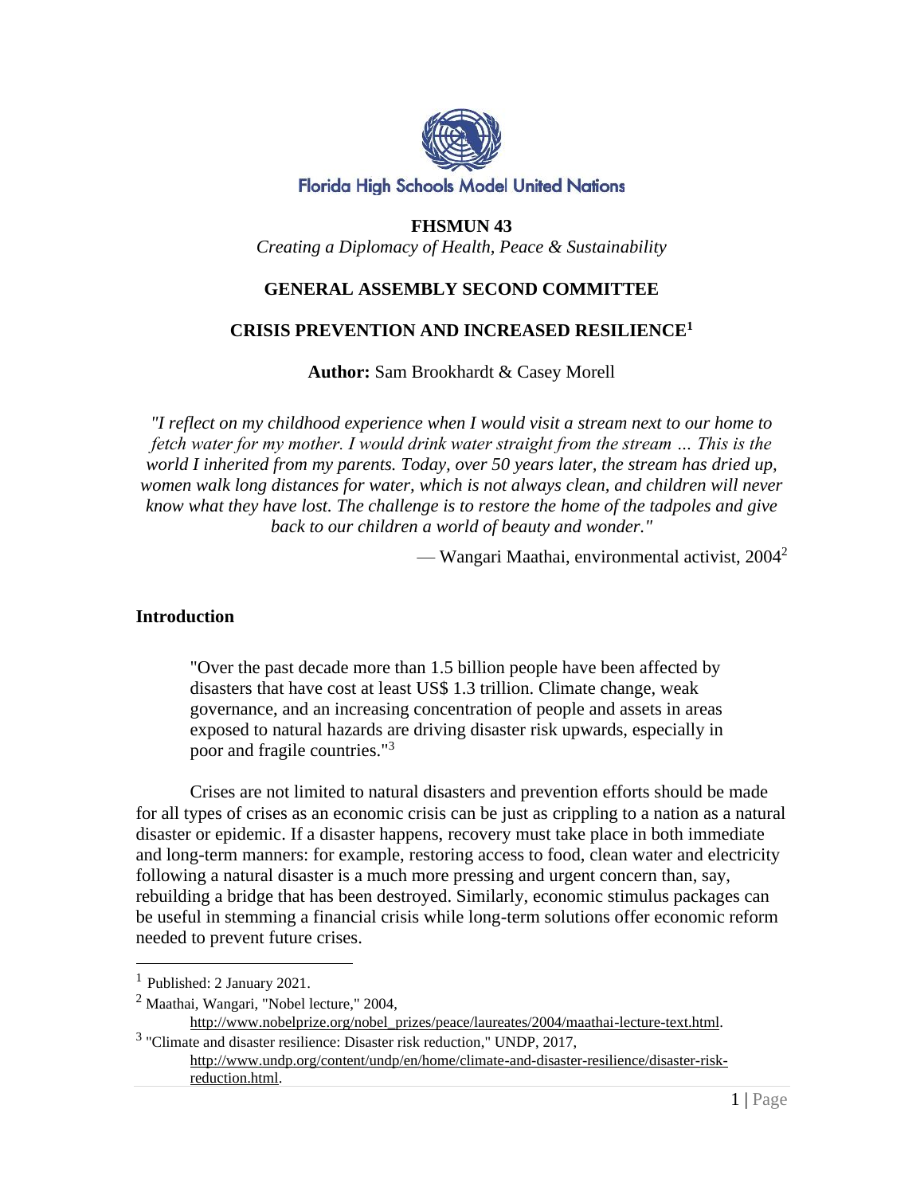Florida High Schools Model United Nations

**FHSMUN 43**

*Creating a Diplomacy of Health, Peace & Sustainability*

# GENERAL ASSEMBLY SECOND COMMITTEE

## CRISIS PREVENTION AND INCREASED RESILIENCE[1]

**Author:** Sam Brookhardt & Casey Morell

*"I reflect on my childhood experience when I would visit a stream next to our home to fetch water for my mother. I would drink water straight from the stream … This is the world I inherited from my parents. Today, over 50 years later, the stream has dried up, women walk long distances for water, which is not always clean, and children will never know what they have lost. The challenge is to restore the home of the tadpoles and give back to our children a world of beauty and wonder."*

— Wangari Maathai, environmental activist, 2004[2]

### Introduction

> "Over the past decade more than 1.5 billion people have been affected by disasters that have cost at least US$ 1.3 trillion. Climate change, weak governance, and an increasing concentration of people and assets in areas exposed to natural hazards are driving disaster risk upwards, especially in poor and fragile countries."[3]

Crises are not limited to natural disasters and prevention efforts should be made for all types of crises as an economic crisis can be just as crippling to a nation as a natural disaster or epidemic. If a disaster happens, recovery must take place in both immediate and long-term manners: for example, restoring access to food, clean water and electricity following a natural disaster is a much more pressing and urgent concern than, say, rebuilding a bridge that has been destroyed. Similarly, economic stimulus packages can be useful in stemming a financial crisis while long-term solutions offer economic reform needed to prevent future crises.

---

[1] Published: 2 January 2021.

[2] Maathai, Wangari, "Nobel lecture," 2004, http://www.nobelprize.org/nobel_prizes/peace/laureates/2004/maathai-lecture-text.html.

[3] "Climate and disaster resilience: Disaster risk reduction," UNDP, 2017, http://www.undp.org/content/undp/en/home/climate-and-disaster-resilience/disaster-risk-reduction.html.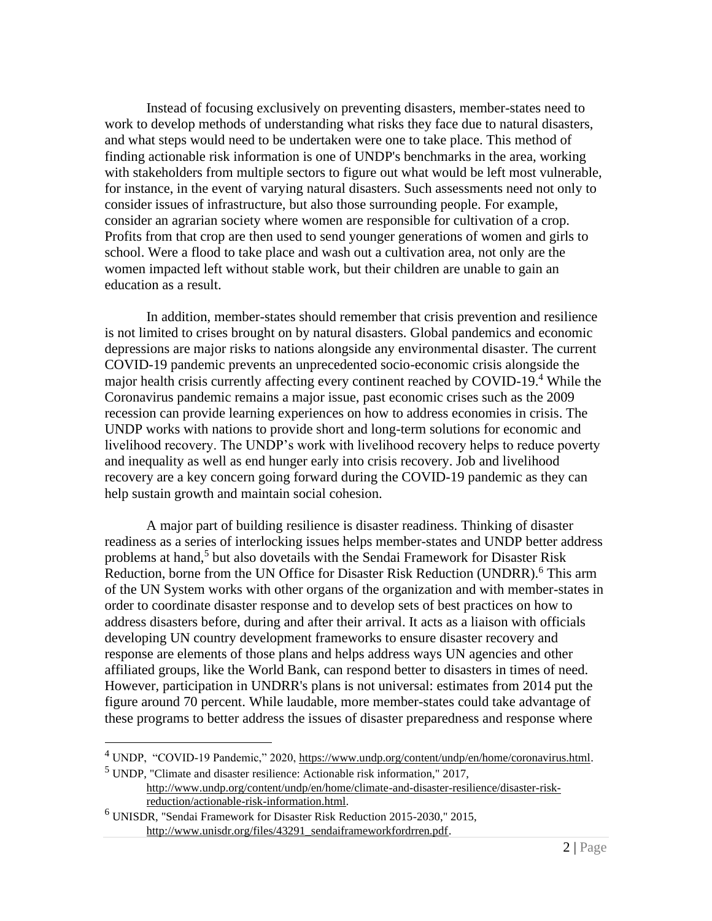Instead of focusing exclusively on preventing disasters, member-states need to work to develop methods of understanding what risks they face due to natural disasters, and what steps would need to be undertaken were one to take place. This method of finding actionable risk information is one of UNDP's benchmarks in the area, working with stakeholders from multiple sectors to figure out what would be left most vulnerable, for instance, in the event of varying natural disasters. Such assessments need not only to consider issues of infrastructure, but also those surrounding people. For example, consider an agrarian society where women are responsible for cultivation of a crop. Profits from that crop are then used to send younger generations of women and girls to school. Were a flood to take place and wash out a cultivation area, not only are the women impacted left without stable work, but their children are unable to gain an education as a result.

In addition, member-states should remember that crisis prevention and resilience is not limited to crises brought on by natural disasters. Global pandemics and economic depressions are major risks to nations alongside any environmental disaster. The current COVID-19 pandemic prevents an unprecedented socio-economic crisis alongside the major health crisis currently affecting every continent reached by COVID-19.[4] While the Coronavirus pandemic remains a major issue, past economic crises such as the 2009 recession can provide learning experiences on how to address economies in crisis. The UNDP works with nations to provide short and long-term solutions for economic and livelihood recovery. The UNDP's work with livelihood recovery helps to reduce poverty and inequality as well as end hunger early into crisis recovery. Job and livelihood recovery are a key concern going forward during the COVID-19 pandemic as they can help sustain growth and maintain social cohesion.

A major part of building resilience is disaster readiness. Thinking of disaster readiness as a series of interlocking issues helps member-states and UNDP better address problems at hand,[5] but also dovetails with the Sendai Framework for Disaster Risk Reduction, borne from the UN Office for Disaster Risk Reduction (UNDRR).[6] This arm of the UN System works with other organs of the organization and with member-states in order to coordinate disaster response and to develop sets of best practices on how to address disasters before, during and after their arrival. It acts as a liaison with officials developing UN country development frameworks to ensure disaster recovery and response are elements of those plans and helps address ways UN agencies and other affiliated groups, like the World Bank, can respond better to disasters in times of need. However, participation in UNDRR's plans is not universal: estimates from 2014 put the figure around 70 percent. While laudable, more member-states could take advantage of these programs to better address the issues of disaster preparedness and response where

---

[4] UNDP, "COVID-19 Pandemic," 2020, https://www.undp.org/content/undp/en/home/coronavirus.html.

[5] UNDP, "Climate and disaster resilience: Actionable risk information," 2017, http://www.undp.org/content/undp/en/home/climate-and-disaster-resilience/disaster-risk-reduction/actionable-risk-information.html.

[6] UNISDR, "Sendai Framework for Disaster Risk Reduction 2015-2030," 2015, http://www.unisdr.org/files/43291_sendaiframeworkfordrren.pdf.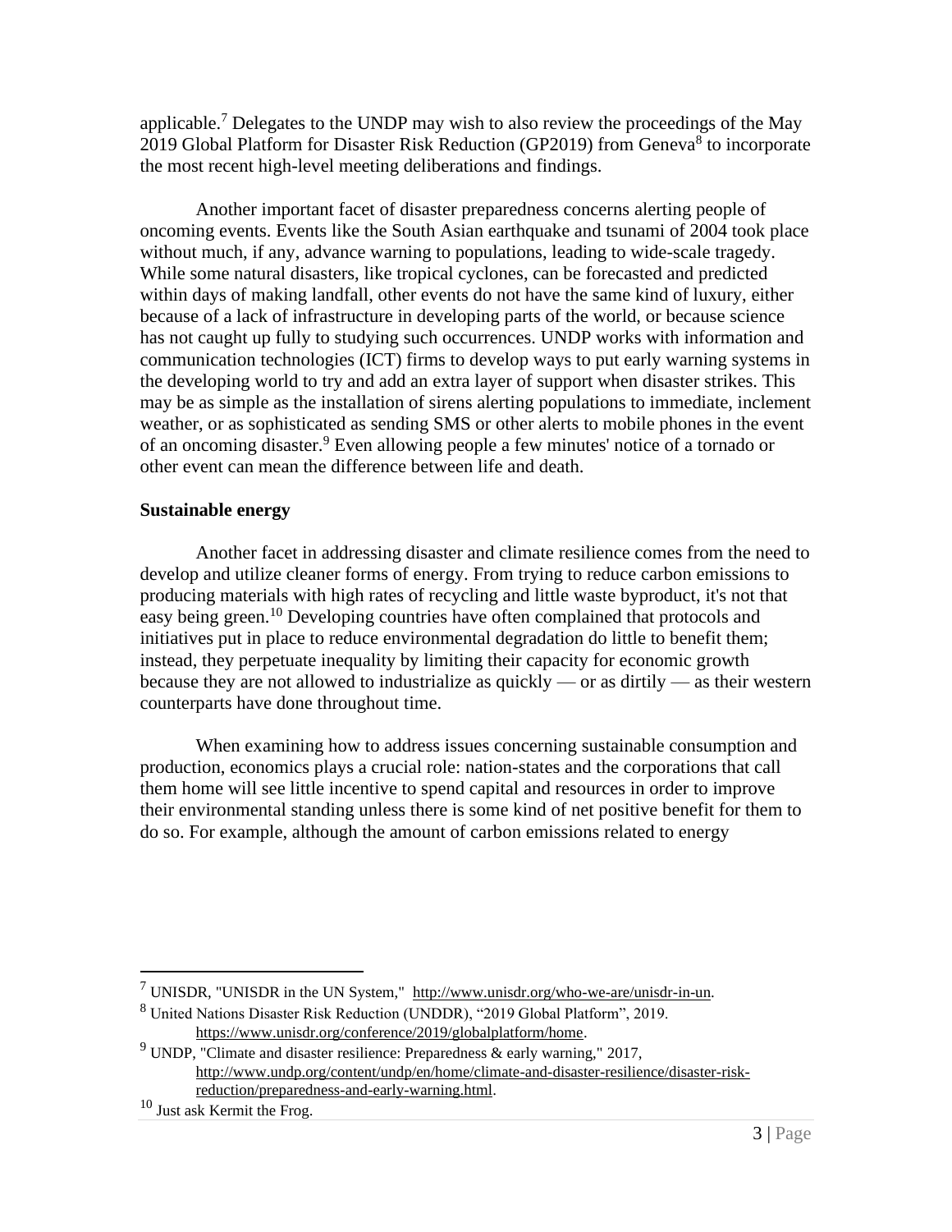applicable.[7] Delegates to the UNDP may wish to also review the proceedings of the May 2019 Global Platform for Disaster Risk Reduction (GP2019) from Geneva[8] to incorporate the most recent high-level meeting deliberations and findings.

Another important facet of disaster preparedness concerns alerting people of oncoming events. Events like the South Asian earthquake and tsunami of 2004 took place without much, if any, advance warning to populations, leading to wide-scale tragedy. While some natural disasters, like tropical cyclones, can be forecasted and predicted within days of making landfall, other events do not have the same kind of luxury, either because of a lack of infrastructure in developing parts of the world, or because science has not caught up fully to studying such occurrences. UNDP works with information and communication technologies (ICT) firms to develop ways to put early warning systems in the developing world to try and add an extra layer of support when disaster strikes. This may be as simple as the installation of sirens alerting populations to immediate, inclement weather, or as sophisticated as sending SMS or other alerts to mobile phones in the event of an oncoming disaster.[9] Even allowing people a few minutes' notice of a tornado or other event can mean the difference between life and death.

**Sustainable energy**

Another facet in addressing disaster and climate resilience comes from the need to develop and utilize cleaner forms of energy. From trying to reduce carbon emissions to producing materials with high rates of recycling and little waste byproduct, it's not that easy being green.[10] Developing countries have often complained that protocols and initiatives put in place to reduce environmental degradation do little to benefit them; instead, they perpetuate inequality by limiting their capacity for economic growth because they are not allowed to industrialize as quickly — or as dirtily — as their western counterparts have done throughout time.

When examining how to address issues concerning sustainable consumption and production, economics plays a crucial role: nation-states and the corporations that call them home will see little incentive to spend capital and resources in order to improve their environmental standing unless there is some kind of net positive benefit for them to do so. For example, although the amount of carbon emissions related to energy

---

[7] UNISDR, "UNISDR in the UN System," http://www.unisdr.org/who-we-are/unisdr-in-un.

[8] United Nations Disaster Risk Reduction (UNDDR), "2019 Global Platform", 2019. https://www.unisdr.org/conference/2019/globalplatform/home.

[9] UNDP, "Climate and disaster resilience: Preparedness & early warning," 2017, http://www.undp.org/content/undp/en/home/climate-and-disaster-resilience/disaster-risk-reduction/preparedness-and-early-warning.html.

[10] Just ask Kermit the Frog.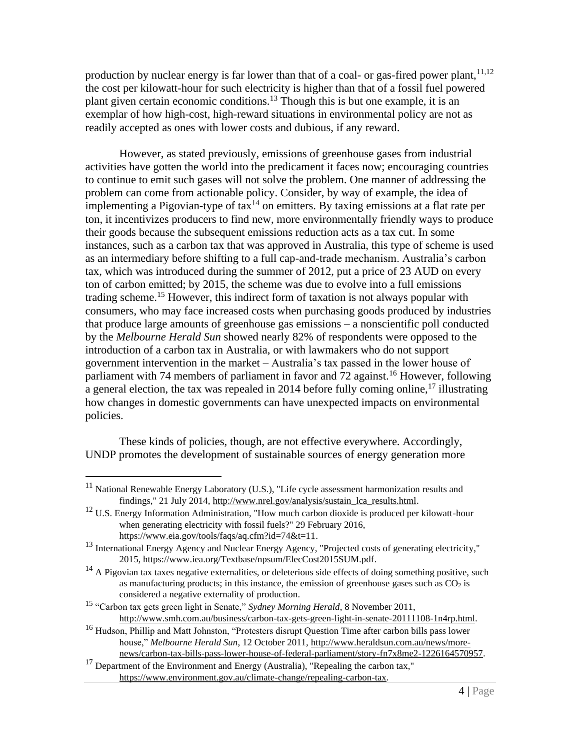production by nuclear energy is far lower than that of a coal- or gas-fired power plant,[11,12] the cost per kilowatt-hour for such electricity is higher than that of a fossil fuel powered plant given certain economic conditions.[13] Though this is but one example, it is an exemplar of how high-cost, high-reward situations in environmental policy are not as readily accepted as ones with lower costs and dubious, if any reward.

However, as stated previously, emissions of greenhouse gases from industrial activities have gotten the world into the predicament it faces now; encouraging countries to continue to emit such gases will not solve the problem. One manner of addressing the problem can come from actionable policy. Consider, by way of example, the idea of implementing a Pigovian-type of tax[14] on emitters. By taxing emissions at a flat rate per ton, it incentivizes producers to find new, more environmentally friendly ways to produce their goods because the subsequent emissions reduction acts as a tax cut. In some instances, such as a carbon tax that was approved in Australia, this type of scheme is used as an intermediary before shifting to a full cap-and-trade mechanism. Australia's carbon tax, which was introduced during the summer of 2012, put a price of 23 AUD on every ton of carbon emitted; by 2015, the scheme was due to evolve into a full emissions trading scheme.[15] However, this indirect form of taxation is not always popular with consumers, who may face increased costs when purchasing goods produced by industries that produce large amounts of greenhouse gas emissions – a nonscientific poll conducted by the *Melbourne Herald Sun* showed nearly 82% of respondents were opposed to the introduction of a carbon tax in Australia, or with lawmakers who do not support government intervention in the market – Australia's tax passed in the lower house of parliament with 74 members of parliament in favor and 72 against.[16] However, following a general election, the tax was repealed in 2014 before fully coming online,[17] illustrating how changes in domestic governments can have unexpected impacts on environmental policies.

These kinds of policies, though, are not effective everywhere. Accordingly, UNDP promotes the development of sustainable sources of energy generation more

---

[11] National Renewable Energy Laboratory (U.S.), "Life cycle assessment harmonization results and findings," 21 July 2014, http://www.nrel.gov/analysis/sustain_lca_results.html.

[12] U.S. Energy Information Administration, "How much carbon dioxide is produced per kilowatt-hour when generating electricity with fossil fuels?" 29 February 2016, https://www.eia.gov/tools/faqs/faq.cfm?id=74&t=11.

[13] International Energy Agency and Nuclear Energy Agency, "Projected costs of generating electricity," 2015, https://www.iea.org/Textbase/npsum/ElecCost2015SUM.pdf.

[14] A Pigovian tax taxes negative externalities, or deleterious side effects of doing something positive, such as manufacturing products; in this instance, the emission of greenhouse gases such as $CO_2$ is considered a negative externality of production.

[15] "Carbon tax gets green light in Senate," *Sydney Morning Herald*, 8 November 2011, http://www.smh.com.au/business/carbon-tax-gets-green-light-in-senate-20111108-1n4rp.html.

[16] Hudson, Phillip and Matt Johnston, "Protesters disrupt Question Time after carbon bills pass lower house," *Melbourne Herald Sun*, 12 October 2011, http://www.heraldsun.com.au/news/more-news/carbon-tax-bills-pass-lower-house-of-federal-parliament/story-fn7x8me2-1226164570957.

[17] Department of the Environment and Energy (Australia), "Repealing the carbon tax," https://www.environment.gov.au/climate-change/repealing-carbon-tax.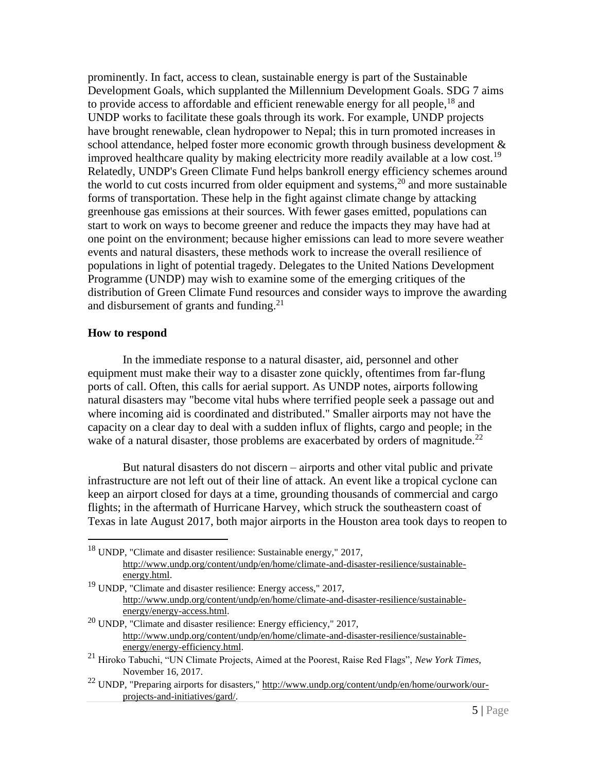prominently. In fact, access to clean, sustainable energy is part of the Sustainable Development Goals, which supplanted the Millennium Development Goals. SDG 7 aims to provide access to affordable and efficient renewable energy for all people,[18] and UNDP works to facilitate these goals through its work. For example, UNDP projects have brought renewable, clean hydropower to Nepal; this in turn promoted increases in school attendance, helped foster more economic growth through business development & improved healthcare quality by making electricity more readily available at a low cost.[19] Relatedly, UNDP's Green Climate Fund helps bankroll energy efficiency schemes around the world to cut costs incurred from older equipment and systems,[20] and more sustainable forms of transportation. These help in the fight against climate change by attacking greenhouse gas emissions at their sources. With fewer gases emitted, populations can start to work on ways to become greener and reduce the impacts they may have had at one point on the environment; because higher emissions can lead to more severe weather events and natural disasters, these methods work to increase the overall resilience of populations in light of potential tragedy. Delegates to the United Nations Development Programme (UNDP) may wish to examine some of the emerging critiques of the distribution of Green Climate Fund resources and consider ways to improve the awarding and disbursement of grants and funding.[21]

**How to respond**

In the immediate response to a natural disaster, aid, personnel and other equipment must make their way to a disaster zone quickly, oftentimes from far-flung ports of call. Often, this calls for aerial support. As UNDP notes, airports following natural disasters may "become vital hubs where terrified people seek a passage out and where incoming aid is coordinated and distributed." Smaller airports may not have the capacity on a clear day to deal with a sudden influx of flights, cargo and people; in the wake of a natural disaster, those problems are exacerbated by orders of magnitude.[22]

But natural disasters do not discern – airports and other vital public and private infrastructure are not left out of their line of attack. An event like a tropical cyclone can keep an airport closed for days at a time, grounding thousands of commercial and cargo flights; in the aftermath of Hurricane Harvey, which struck the southeastern coast of Texas in late August 2017, both major airports in the Houston area took days to reopen to

---

[18] UNDP, "Climate and disaster resilience: Sustainable energy," 2017, http://www.undp.org/content/undp/en/home/climate-and-disaster-resilience/sustainable-energy.html.

[19] UNDP, "Climate and disaster resilience: Energy access," 2017, http://www.undp.org/content/undp/en/home/climate-and-disaster-resilience/sustainable-energy/energy-access.html.

[20] UNDP, "Climate and disaster resilience: Energy efficiency," 2017, http://www.undp.org/content/undp/en/home/climate-and-disaster-resilience/sustainable-energy/energy-efficiency.html.

[21] Hiroko Tabuchi, "UN Climate Projects, Aimed at the Poorest, Raise Red Flags", *New York Times*, November 16, 2017.

[22] UNDP, "Preparing airports for disasters," http://www.undp.org/content/undp/en/home/ourwork/our-projects-and-initiatives/gard/.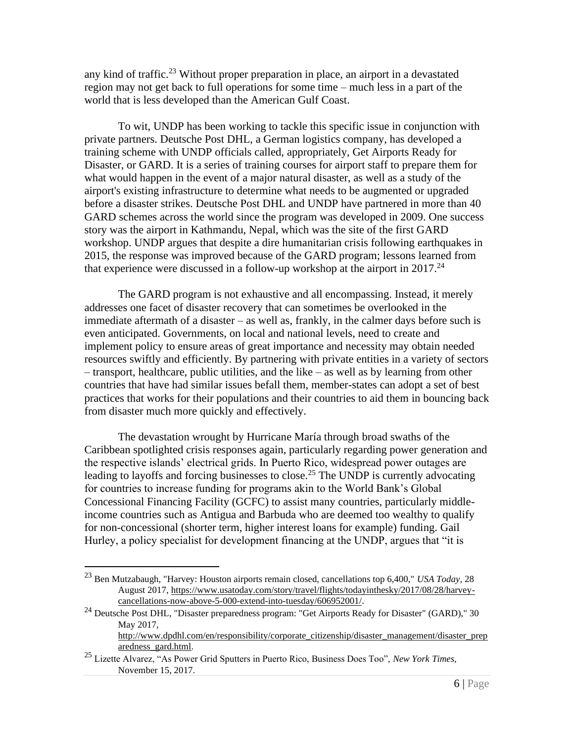any kind of traffic.[23] Without proper preparation in place, an airport in a devastated region may not get back to full operations for some time – much less in a part of the world that is less developed than the American Gulf Coast.

To wit, UNDP has been working to tackle this specific issue in conjunction with private partners. Deutsche Post DHL, a German logistics company, has developed a training scheme with UNDP officials called, appropriately, Get Airports Ready for Disaster, or GARD. It is a series of training courses for airport staff to prepare them for what would happen in the event of a major natural disaster, as well as a study of the airport's existing infrastructure to determine what needs to be augmented or upgraded before a disaster strikes. Deutsche Post DHL and UNDP have partnered in more than 40 GARD schemes across the world since the program was developed in 2009. One success story was the airport in Kathmandu, Nepal, which was the site of the first GARD workshop. UNDP argues that despite a dire humanitarian crisis following earthquakes in 2015, the response was improved because of the GARD program; lessons learned from that experience were discussed in a follow-up workshop at the airport in 2017.[24]

The GARD program is not exhaustive and all encompassing. Instead, it merely addresses one facet of disaster recovery that can sometimes be overlooked in the immediate aftermath of a disaster – as well as, frankly, in the calmer days before such is even anticipated. Governments, on local and national levels, need to create and implement policy to ensure areas of great importance and necessity may obtain needed resources swiftly and efficiently. By partnering with private entities in a variety of sectors – transport, healthcare, public utilities, and the like – as well as by learning from other countries that have had similar issues befall them, member-states can adopt a set of best practices that works for their populations and their countries to aid them in bouncing back from disaster much more quickly and effectively.

The devastation wrought by Hurricane María through broad swaths of the Caribbean spotlighted crisis responses again, particularly regarding power generation and the respective islands' electrical grids. In Puerto Rico, widespread power outages are leading to layoffs and forcing businesses to close.[25] The UNDP is currently advocating for countries to increase funding for programs akin to the World Bank's Global Concessional Financing Facility (GCFC) to assist many countries, particularly middle-income countries such as Antigua and Barbuda who are deemed too wealthy to qualify for non-concessional (shorter term, higher interest loans for example) funding. Gail Hurley, a policy specialist for development financing at the UNDP, argues that "it is

---

[23] Ben Mutzabaugh, "Harvey: Houston airports remain closed, cancellations top 6,400," *USA Today*, 28 August 2017, https://www.usatoday.com/story/travel/flights/todayinthesky/2017/08/28/harvey-cancellations-now-above-5-000-extend-into-tuesday/606952001/.

[24] Deutsche Post DHL, "Disaster preparedness program: "Get Airports Ready for Disaster" (GARD)," 30 May 2017, http://www.dpdhl.com/en/responsibility/corporate_citizenship/disaster_management/disaster_preparedness_gard.html.

[25] Lizette Alvarez, "As Power Grid Sputters in Puerto Rico, Business Does Too", *New York Times*, November 15, 2017.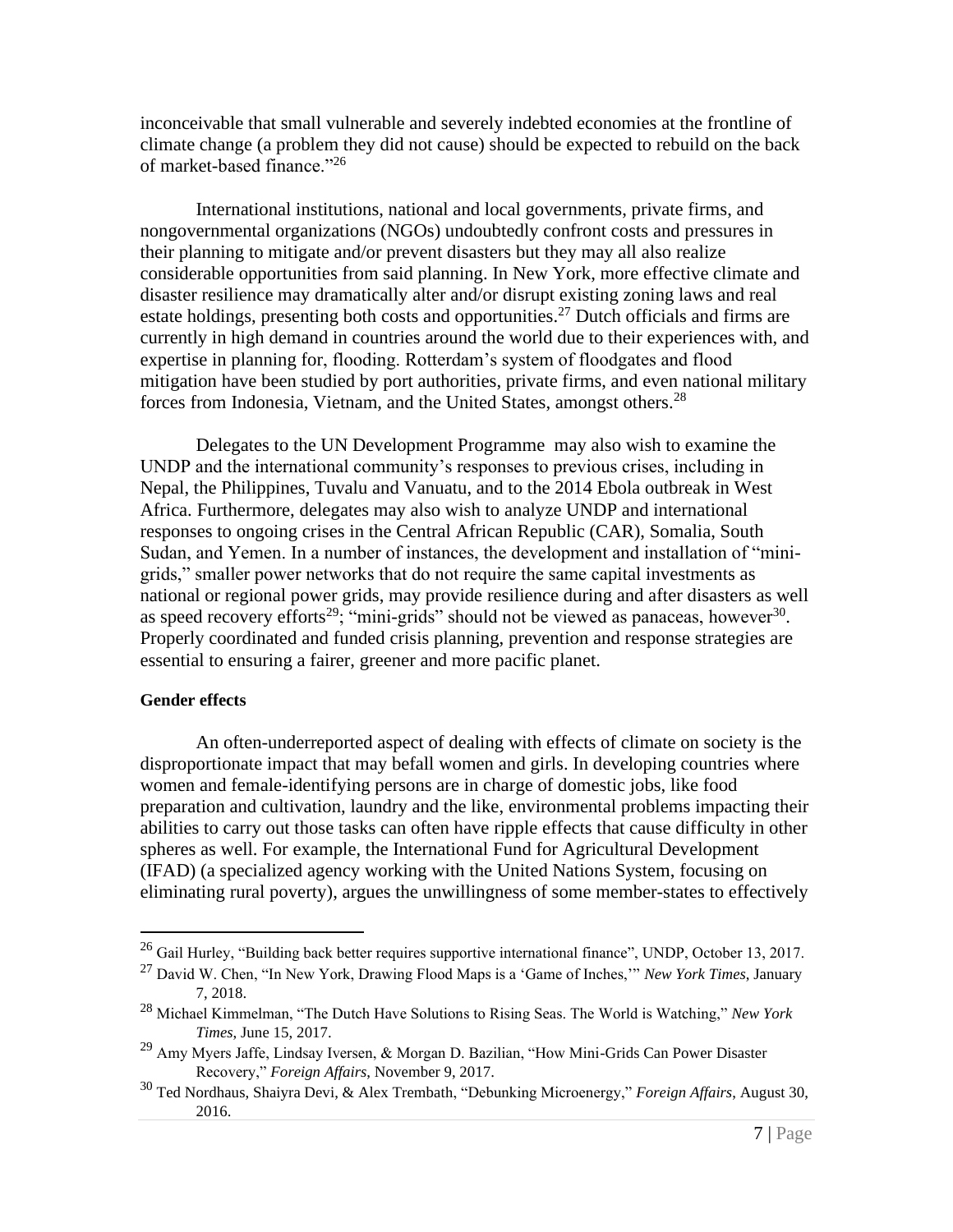inconceivable that small vulnerable and severely indebted economies at the frontline of climate change (a problem they did not cause) should be expected to rebuild on the back of market-based finance."[26]

International institutions, national and local governments, private firms, and nongovernmental organizations (NGOs) undoubtedly confront costs and pressures in their planning to mitigate and/or prevent disasters but they may all also realize considerable opportunities from said planning. In New York, more effective climate and disaster resilience may dramatically alter and/or disrupt existing zoning laws and real estate holdings, presenting both costs and opportunities.[27] Dutch officials and firms are currently in high demand in countries around the world due to their experiences with, and expertise in planning for, flooding. Rotterdam's system of floodgates and flood mitigation have been studied by port authorities, private firms, and even national military forces from Indonesia, Vietnam, and the United States, amongst others.[28]

Delegates to the UN Development Programme may also wish to examine the UNDP and the international community's responses to previous crises, including in Nepal, the Philippines, Tuvalu and Vanuatu, and to the 2014 Ebola outbreak in West Africa. Furthermore, delegates may also wish to analyze UNDP and international responses to ongoing crises in the Central African Republic (CAR), Somalia, South Sudan, and Yemen. In a number of instances, the development and installation of "mini-grids," smaller power networks that do not require the same capital investments as national or regional power grids, may provide resilience during and after disasters as well as speed recovery efforts[29]; "mini-grids" should not be viewed as panaceas, however[30]. Properly coordinated and funded crisis planning, prevention and response strategies are essential to ensuring a fairer, greener and more pacific planet.

**Gender effects**

An often-underreported aspect of dealing with effects of climate on society is the disproportionate impact that may befall women and girls. In developing countries where women and female-identifying persons are in charge of domestic jobs, like food preparation and cultivation, laundry and the like, environmental problems impacting their abilities to carry out those tasks can often have ripple effects that cause difficulty in other spheres as well. For example, the International Fund for Agricultural Development (IFAD) (a specialized agency working with the United Nations System, focusing on eliminating rural poverty), argues the unwillingness of some member-states to effectively

---

[26] Gail Hurley, "Building back better requires supportive international finance", UNDP, October 13, 2017.

[27] David W. Chen, "In New York, Drawing Flood Maps is a 'Game of Inches,'" *New York Times*, January 7, 2018.

[28] Michael Kimmelman, "The Dutch Have Solutions to Rising Seas. The World is Watching," *New York Times*, June 15, 2017.

[29] Amy Myers Jaffe, Lindsay Iversen, & Morgan D. Bazilian, "How Mini-Grids Can Power Disaster Recovery," *Foreign Affairs*, November 9, 2017.

[30] Ted Nordhaus, Shaiyra Devi, & Alex Trembath, "Debunking Microenergy," *Foreign Affairs*, August 30, 2016.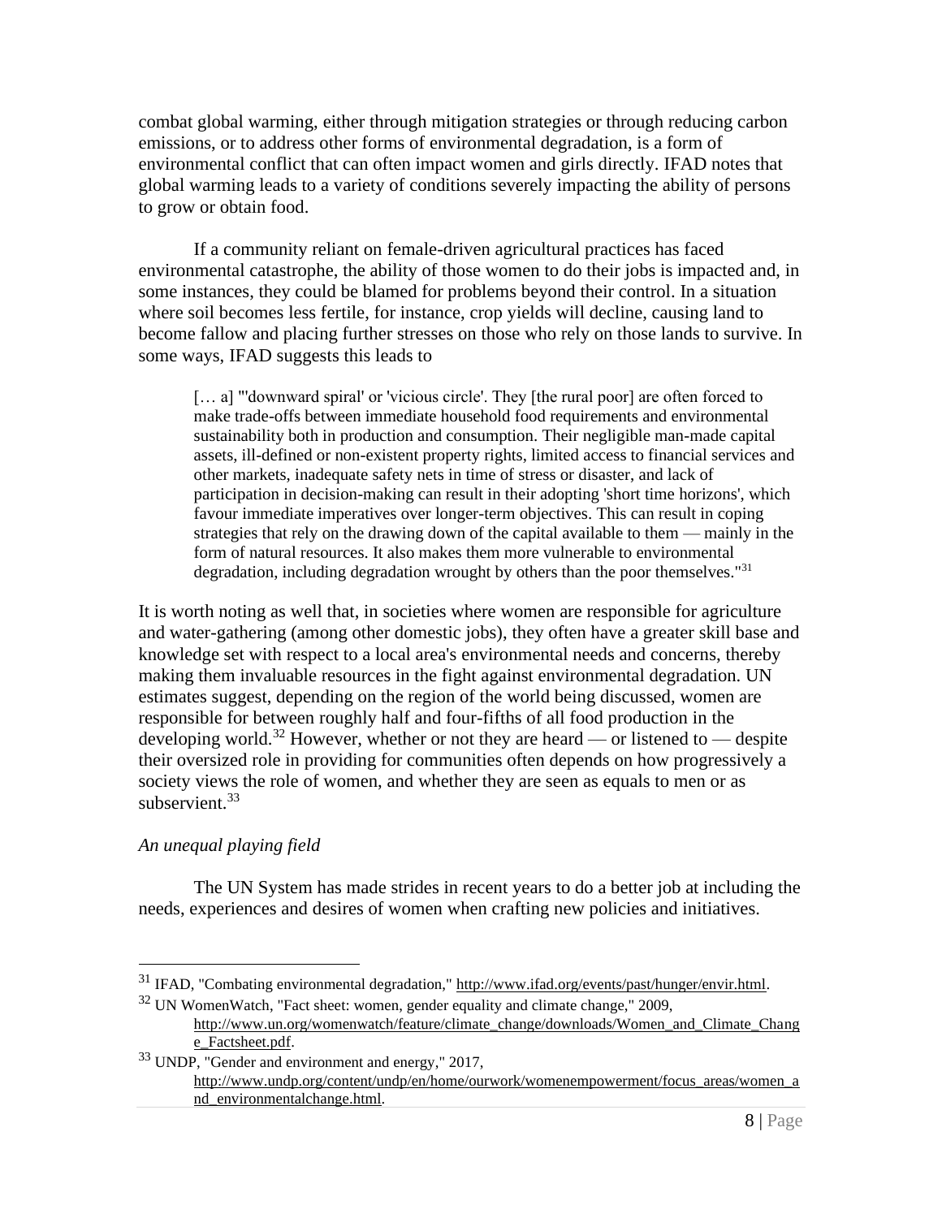combat global warming, either through mitigation strategies or through reducing carbon emissions, or to address other forms of environmental degradation, is a form of environmental conflict that can often impact women and girls directly. IFAD notes that global warming leads to a variety of conditions severely impacting the ability of persons to grow or obtain food.

If a community reliant on female-driven agricultural practices has faced environmental catastrophe, the ability of those women to do their jobs is impacted and, in some instances, they could be blamed for problems beyond their control. In a situation where soil becomes less fertile, for instance, crop yields will decline, causing land to become fallow and placing further stresses on those who rely on those lands to survive. In some ways, IFAD suggests this leads to

> [… a] "'downward spiral' or 'vicious circle'. They [the rural poor] are often forced to make trade-offs between immediate household food requirements and environmental sustainability both in production and consumption. Their negligible man-made capital assets, ill-defined or non-existent property rights, limited access to financial services and other markets, inadequate safety nets in time of stress or disaster, and lack of participation in decision-making can result in their adopting 'short time horizons', which favour immediate imperatives over longer-term objectives. This can result in coping strategies that rely on the drawing down of the capital available to them — mainly in the form of natural resources. It also makes them more vulnerable to environmental degradation, including degradation wrought by others than the poor themselves."[31]

It is worth noting as well that, in societies where women are responsible for agriculture and water-gathering (among other domestic jobs), they often have a greater skill base and knowledge set with respect to a local area's environmental needs and concerns, thereby making them invaluable resources in the fight against environmental degradation. UN estimates suggest, depending on the region of the world being discussed, women are responsible for between roughly half and four-fifths of all food production in the developing world.[32] However, whether or not they are heard — or listened to — despite their oversized role in providing for communities often depends on how progressively a society views the role of women, and whether they are seen as equals to men or as subservient.[33]

*An unequal playing field*

The UN System has made strides in recent years to do a better job at including the needs, experiences and desires of women when crafting new policies and initiatives.

---

[31] IFAD, "Combating environmental degradation," http://www.ifad.org/events/past/hunger/envir.html.

[32] UN WomenWatch, "Fact sheet: women, gender equality and climate change," 2009, http://www.un.org/womenwatch/feature/climate_change/downloads/Women_and_Climate_Change_Factsheet.pdf.

[33] UNDP, "Gender and environment and energy," 2017, http://www.undp.org/content/undp/en/home/ourwork/womenempowerment/focus_areas/women_and_environmentalchange.html.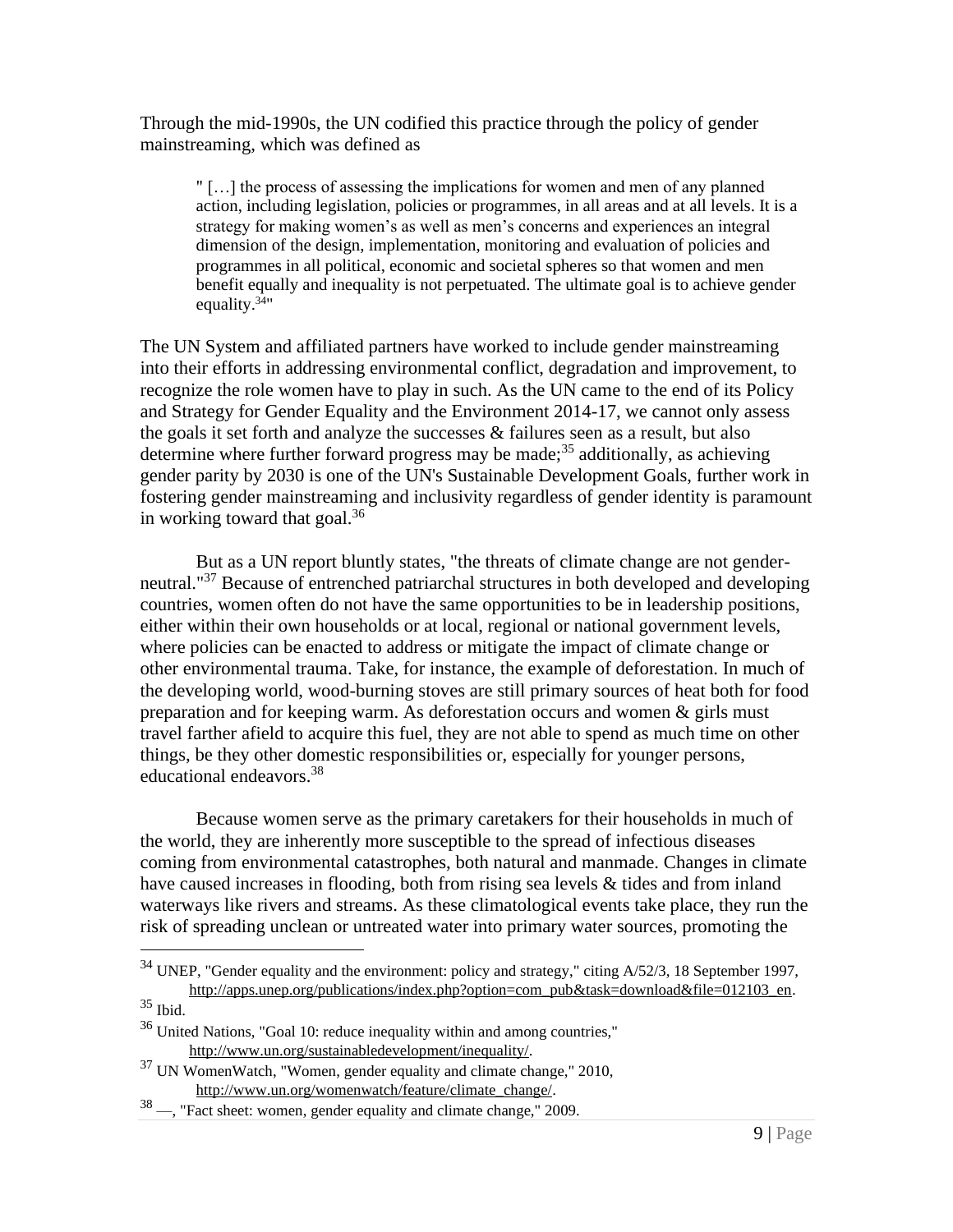Through the mid-1990s, the UN codified this practice through the policy of gender mainstreaming, which was defined as

> " […] the process of assessing the implications for women and men of any planned action, including legislation, policies or programmes, in all areas and at all levels. It is a strategy for making women's as well as men's concerns and experiences an integral dimension of the design, implementation, monitoring and evaluation of policies and programmes in all political, economic and societal spheres so that women and men benefit equally and inequality is not perpetuated. The ultimate goal is to achieve gender equality.[34]"

The UN System and affiliated partners have worked to include gender mainstreaming into their efforts in addressing environmental conflict, degradation and improvement, to recognize the role women have to play in such. As the UN came to the end of its Policy and Strategy for Gender Equality and the Environment 2014-17, we cannot only assess the goals it set forth and analyze the successes & failures seen as a result, but also determine where further forward progress may be made;[35] additionally, as achieving gender parity by 2030 is one of the UN's Sustainable Development Goals, further work in fostering gender mainstreaming and inclusivity regardless of gender identity is paramount in working toward that goal.[36]

But as a UN report bluntly states, "the threats of climate change are not gender-neutral."[37] Because of entrenched patriarchal structures in both developed and developing countries, women often do not have the same opportunities to be in leadership positions, either within their own households or at local, regional or national government levels, where policies can be enacted to address or mitigate the impact of climate change or other environmental trauma. Take, for instance, the example of deforestation. In much of the developing world, wood-burning stoves are still primary sources of heat both for food preparation and for keeping warm. As deforestation occurs and women & girls must travel farther afield to acquire this fuel, they are not able to spend as much time on other things, be they other domestic responsibilities or, especially for younger persons, educational endeavors.[38]

Because women serve as the primary caretakers for their households in much of the world, they are inherently more susceptible to the spread of infectious diseases coming from environmental catastrophes, both natural and manmade. Changes in climate have caused increases in flooding, both from rising sea levels & tides and from inland waterways like rivers and streams. As these climatological events take place, they run the risk of spreading unclean or untreated water into primary water sources, promoting the

---

[34] UNEP, "Gender equality and the environment: policy and strategy," citing A/52/3, 18 September 1997, http://apps.unep.org/publications/index.php?option=com_pub&task=download&file=012103_en.

[35] Ibid.

[36] United Nations, "Goal 10: reduce inequality within and among countries," http://www.un.org/sustainabledevelopment/inequality/.

[37] UN WomenWatch, "Women, gender equality and climate change," 2010, http://www.un.org/womenwatch/feature/climate_change/.

[38] —, "Fact sheet: women, gender equality and climate change," 2009.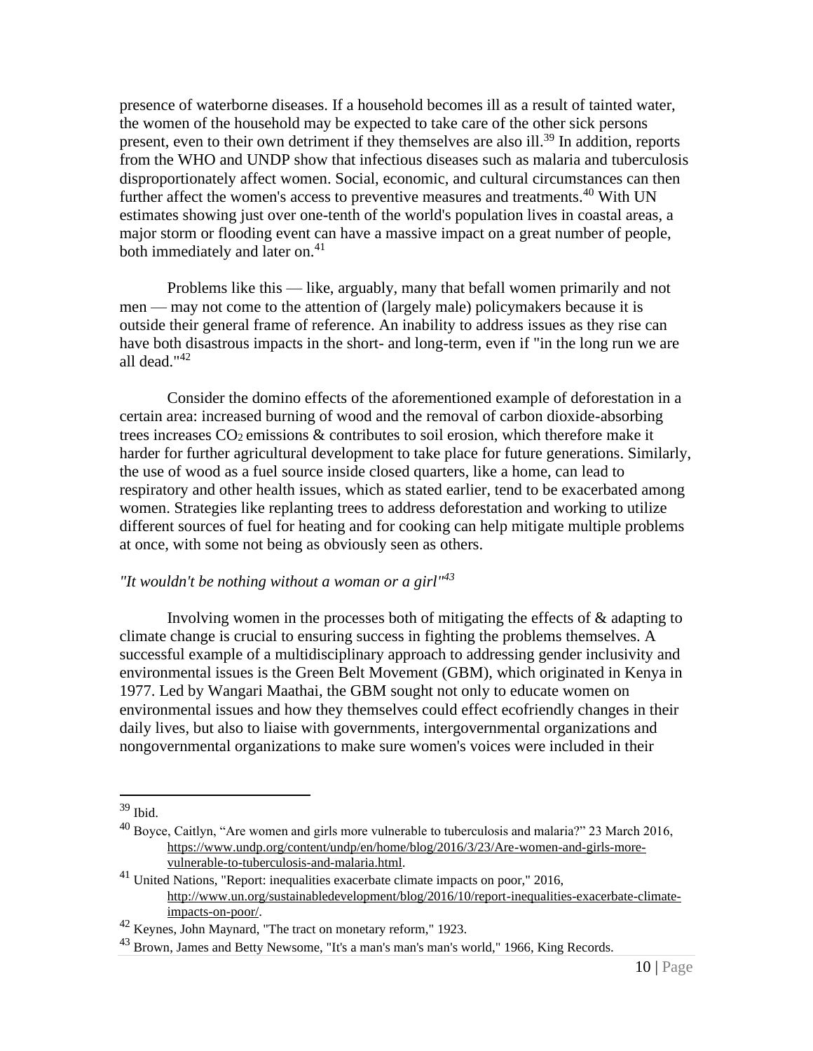presence of waterborne diseases. If a household becomes ill as a result of tainted water, the women of the household may be expected to take care of the other sick persons present, even to their own detriment if they themselves are also ill.[39] In addition, reports from the WHO and UNDP show that infectious diseases such as malaria and tuberculosis disproportionately affect women. Social, economic, and cultural circumstances can then further affect the women's access to preventive measures and treatments.[40] With UN estimates showing just over one-tenth of the world's population lives in coastal areas, a major storm or flooding event can have a massive impact on a great number of people, both immediately and later on.[41]

Problems like this — like, arguably, many that befall women primarily and not men — may not come to the attention of (largely male) policymakers because it is outside their general frame of reference. An inability to address issues as they rise can have both disastrous impacts in the short- and long-term, even if "in the long run we are all dead."[42]

Consider the domino effects of the aforementioned example of deforestation in a certain area: increased burning of wood and the removal of carbon dioxide-absorbing trees increases $CO_2$ emissions & contributes to soil erosion, which therefore make it harder for further agricultural development to take place for future generations. Similarly, the use of wood as a fuel source inside closed quarters, like a home, can lead to respiratory and other health issues, which as stated earlier, tend to be exacerbated among women. Strategies like replanting trees to address deforestation and working to utilize different sources of fuel for heating and for cooking can help mitigate multiple problems at once, with some not being as obviously seen as others.

*"It wouldn't be nothing without a woman or a girl"*[43]

Involving women in the processes both of mitigating the effects of & adapting to climate change is crucial to ensuring success in fighting the problems themselves. A successful example of a multidisciplinary approach to addressing gender inclusivity and environmental issues is the Green Belt Movement (GBM), which originated in Kenya in 1977. Led by Wangari Maathai, the GBM sought not only to educate women on environmental issues and how they themselves could effect ecofriendly changes in their daily lives, but also to liaise with governments, intergovernmental organizations and nongovernmental organizations to make sure women's voices were included in their

---

[39] Ibid.

[40] Boyce, Caitlyn, "Are women and girls more vulnerable to tuberculosis and malaria?" 23 March 2016, https://www.undp.org/content/undp/en/home/blog/2016/3/23/Are-women-and-girls-more-vulnerable-to-tuberculosis-and-malaria.html.

[41] United Nations, "Report: inequalities exacerbate climate impacts on poor," 2016, http://www.un.org/sustainabledevelopment/blog/2016/10/report-inequalities-exacerbate-climate-impacts-on-poor/.

[42] Keynes, John Maynard, "The tract on monetary reform," 1923.

[43] Brown, James and Betty Newsome, "It's a man's man's man's world," 1966, King Records.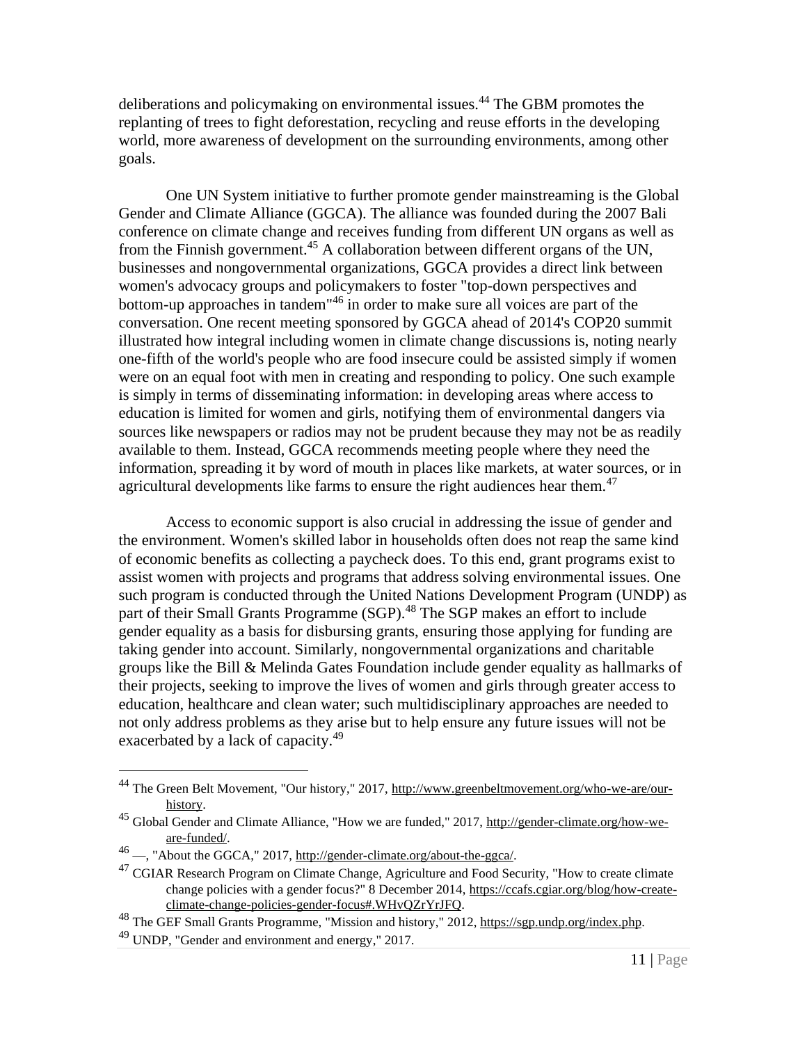deliberations and policymaking on environmental issues.[44] The GBM promotes the replanting of trees to fight deforestation, recycling and reuse efforts in the developing world, more awareness of development on the surrounding environments, among other goals.

One UN System initiative to further promote gender mainstreaming is the Global Gender and Climate Alliance (GGCA). The alliance was founded during the 2007 Bali conference on climate change and receives funding from different UN organs as well as from the Finnish government.[45] A collaboration between different organs of the UN, businesses and nongovernmental organizations, GGCA provides a direct link between women's advocacy groups and policymakers to foster "top-down perspectives and bottom-up approaches in tandem"[46] in order to make sure all voices are part of the conversation. One recent meeting sponsored by GGCA ahead of 2014's COP20 summit illustrated how integral including women in climate change discussions is, noting nearly one-fifth of the world's people who are food insecure could be assisted simply if women were on an equal foot with men in creating and responding to policy. One such example is simply in terms of disseminating information: in developing areas where access to education is limited for women and girls, notifying them of environmental dangers via sources like newspapers or radios may not be prudent because they may not be as readily available to them. Instead, GGCA recommends meeting people where they need the information, spreading it by word of mouth in places like markets, at water sources, or in agricultural developments like farms to ensure the right audiences hear them.[47]

Access to economic support is also crucial in addressing the issue of gender and the environment. Women's skilled labor in households often does not reap the same kind of economic benefits as collecting a paycheck does. To this end, grant programs exist to assist women with projects and programs that address solving environmental issues. One such program is conducted through the United Nations Development Program (UNDP) as part of their Small Grants Programme (SGP).[48] The SGP makes an effort to include gender equality as a basis for disbursing grants, ensuring those applying for funding are taking gender into account. Similarly, nongovernmental organizations and charitable groups like the Bill & Melinda Gates Foundation include gender equality as hallmarks of their projects, seeking to improve the lives of women and girls through greater access to education, healthcare and clean water; such multidisciplinary approaches are needed to not only address problems as they arise but to help ensure any future issues will not be exacerbated by a lack of capacity.[49]

---

[44] The Green Belt Movement, "Our history," 2017, http://www.greenbeltmovement.org/who-we-are/our-history.

[45] Global Gender and Climate Alliance, "How we are funded," 2017, http://gender-climate.org/how-we-are-funded/.

[46] —, "About the GGCA," 2017, http://gender-climate.org/about-the-ggca/.

[47] CGIAR Research Program on Climate Change, Agriculture and Food Security, "How to create climate change policies with a gender focus?" 8 December 2014, https://ccafs.cgiar.org/blog/how-create-climate-change-policies-gender-focus#.WHvQZrYrJFQ.

[48] The GEF Small Grants Programme, "Mission and history," 2012, https://sgp.undp.org/index.php.

[49] UNDP, "Gender and environment and energy," 2017.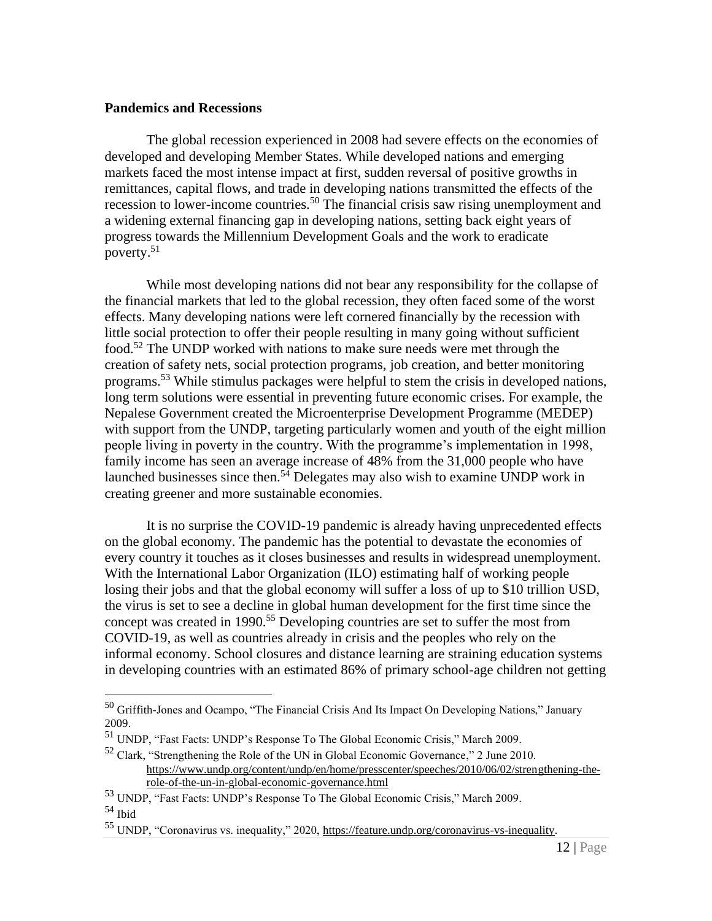**Pandemics and Recessions**

The global recession experienced in 2008 had severe effects on the economies of developed and developing Member States. While developed nations and emerging markets faced the most intense impact at first, sudden reversal of positive growths in remittances, capital flows, and trade in developing nations transmitted the effects of the recession to lower-income countries.[50] The financial crisis saw rising unemployment and a widening external financing gap in developing nations, setting back eight years of progress towards the Millennium Development Goals and the work to eradicate poverty.[51]

While most developing nations did not bear any responsibility for the collapse of the financial markets that led to the global recession, they often faced some of the worst effects. Many developing nations were left cornered financially by the recession with little social protection to offer their people resulting in many going without sufficient food.[52] The UNDP worked with nations to make sure needs were met through the creation of safety nets, social protection programs, job creation, and better monitoring programs.[53] While stimulus packages were helpful to stem the crisis in developed nations, long term solutions were essential in preventing future economic crises. For example, the Nepalese Government created the Microenterprise Development Programme (MEDEP) with support from the UNDP, targeting particularly women and youth of the eight million people living in poverty in the country. With the programme's implementation in 1998, family income has seen an average increase of 48% from the 31,000 people who have launched businesses since then.[54] Delegates may also wish to examine UNDP work in creating greener and more sustainable economies.

It is no surprise the COVID-19 pandemic is already having unprecedented effects on the global economy. The pandemic has the potential to devastate the economies of every country it touches as it closes businesses and results in widespread unemployment. With the International Labor Organization (ILO) estimating half of working people losing their jobs and that the global economy will suffer a loss of up to $10 trillion USD, the virus is set to see a decline in global human development for the first time since the concept was created in 1990.[55] Developing countries are set to suffer the most from COVID-19, as well as countries already in crisis and the peoples who rely on the informal economy. School closures and distance learning are straining education systems in developing countries with an estimated 86% of primary school-age children not getting

---

[50] Griffith-Jones and Ocampo, "The Financial Crisis And Its Impact On Developing Nations," January 2009.

[51] UNDP, "Fast Facts: UNDP's Response To The Global Economic Crisis," March 2009.

[52] Clark, "Strengthening the Role of the UN in Global Economic Governance," 2 June 2010. https://www.undp.org/content/undp/en/home/presscenter/speeches/2010/06/02/strengthening-the-role-of-the-un-in-global-economic-governance.html

[53] UNDP, "Fast Facts: UNDP's Response To The Global Economic Crisis," March 2009.

[54] Ibid

[55] UNDP, "Coronavirus vs. inequality," 2020, https://feature.undp.org/coronavirus-vs-inequality.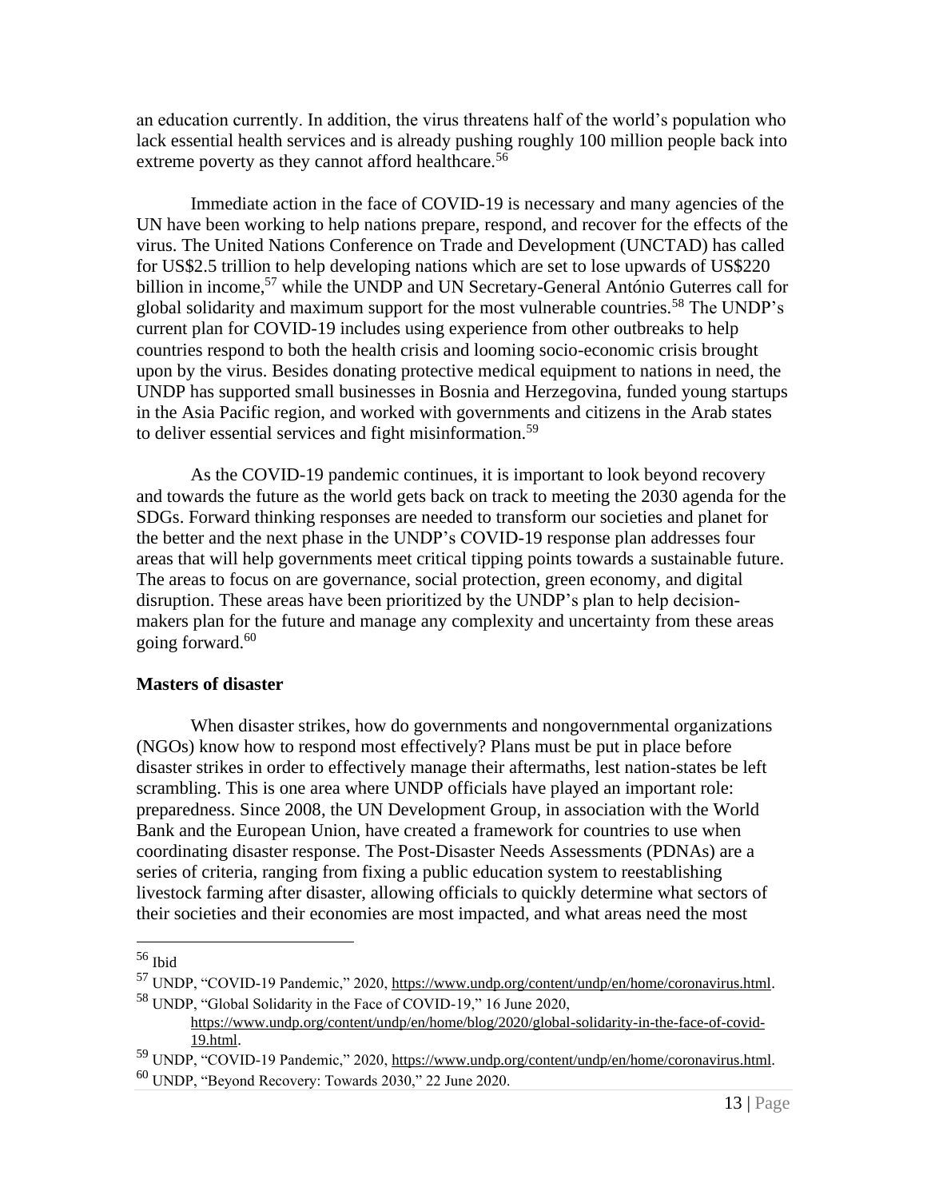an education currently. In addition, the virus threatens half of the world's population who lack essential health services and is already pushing roughly 100 million people back into extreme poverty as they cannot afford healthcare.[56]

Immediate action in the face of COVID-19 is necessary and many agencies of the UN have been working to help nations prepare, respond, and recover for the effects of the virus. The United Nations Conference on Trade and Development (UNCTAD) has called for US$2.5 trillion to help developing nations which are set to lose upwards of US$220 billion in income,[57] while the UNDP and UN Secretary-General António Guterres call for global solidarity and maximum support for the most vulnerable countries.[58] The UNDP's current plan for COVID-19 includes using experience from other outbreaks to help countries respond to both the health crisis and looming socio-economic crisis brought upon by the virus. Besides donating protective medical equipment to nations in need, the UNDP has supported small businesses in Bosnia and Herzegovina, funded young startups in the Asia Pacific region, and worked with governments and citizens in the Arab states to deliver essential services and fight misinformation.[59]

As the COVID-19 pandemic continues, it is important to look beyond recovery and towards the future as the world gets back on track to meeting the 2030 agenda for the SDGs. Forward thinking responses are needed to transform our societies and planet for the better and the next phase in the UNDP's COVID-19 response plan addresses four areas that will help governments meet critical tipping points towards a sustainable future. The areas to focus on are governance, social protection, green economy, and digital disruption. These areas have been prioritized by the UNDP's plan to help decision-makers plan for the future and manage any complexity and uncertainty from these areas going forward.[60]

**Masters of disaster**

When disaster strikes, how do governments and nongovernmental organizations (NGOs) know how to respond most effectively? Plans must be put in place before disaster strikes in order to effectively manage their aftermaths, lest nation-states be left scrambling. This is one area where UNDP officials have played an important role: preparedness. Since 2008, the UN Development Group, in association with the World Bank and the European Union, have created a framework for countries to use when coordinating disaster response. The Post-Disaster Needs Assessments (PDNAs) are a series of criteria, ranging from fixing a public education system to reestablishing livestock farming after disaster, allowing officials to quickly determine what sectors of their societies and their economies are most impacted, and what areas need the most

---

[56] Ibid

[57] UNDP, "COVID-19 Pandemic," 2020, https://www.undp.org/content/undp/en/home/coronavirus.html.

[58] UNDP, "Global Solidarity in the Face of COVID-19," 16 June 2020, https://www.undp.org/content/undp/en/home/blog/2020/global-solidarity-in-the-face-of-covid-19.html.

[59] UNDP, "COVID-19 Pandemic," 2020, https://www.undp.org/content/undp/en/home/coronavirus.html.

[60] UNDP, "Beyond Recovery: Towards 2030," 22 June 2020.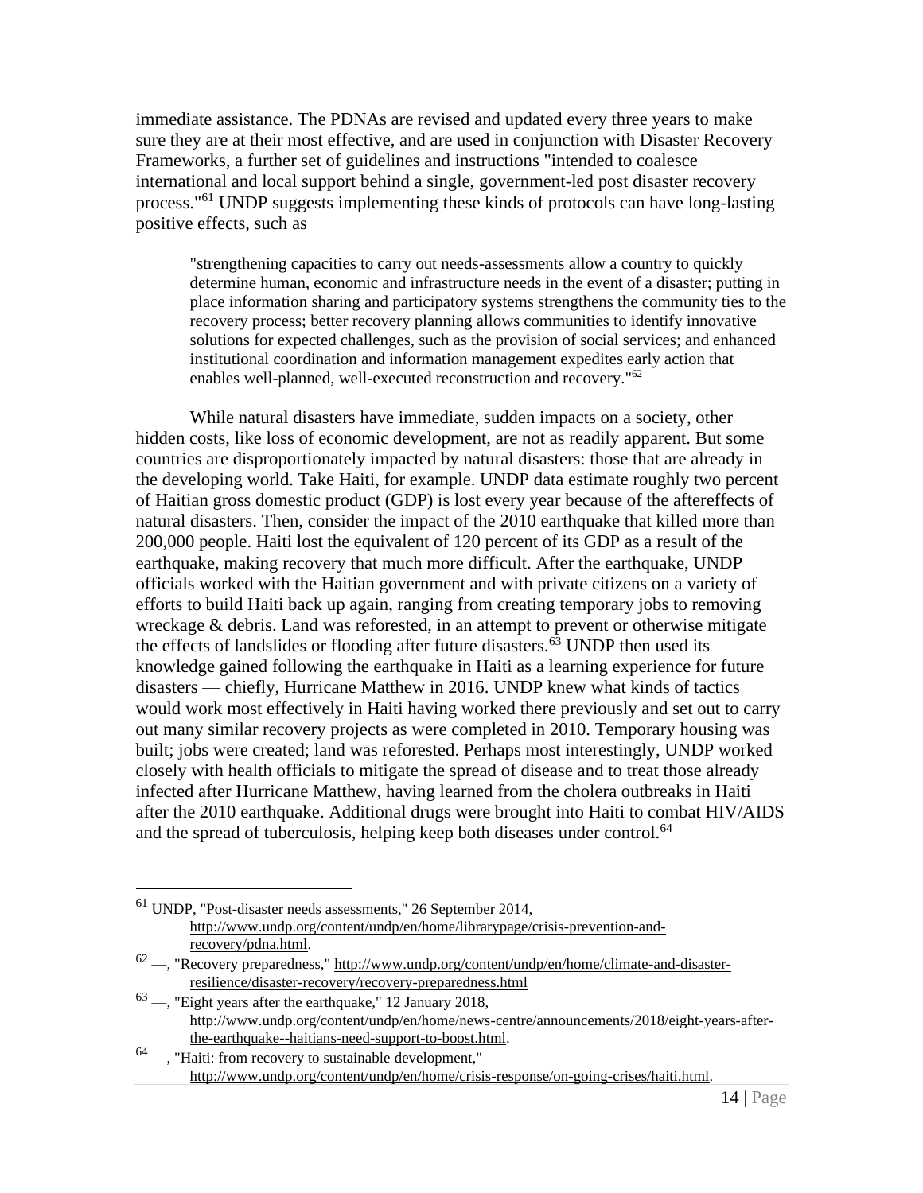immediate assistance. The PDNAs are revised and updated every three years to make sure they are at their most effective, and are used in conjunction with Disaster Recovery Frameworks, a further set of guidelines and instructions "intended to coalesce international and local support behind a single, government-led post disaster recovery process."[61] UNDP suggests implementing these kinds of protocols can have long-lasting positive effects, such as

> "strengthening capacities to carry out needs-assessments allow a country to quickly determine human, economic and infrastructure needs in the event of a disaster; putting in place information sharing and participatory systems strengthens the community ties to the recovery process; better recovery planning allows communities to identify innovative solutions for expected challenges, such as the provision of social services; and enhanced institutional coordination and information management expedites early action that enables well-planned, well-executed reconstruction and recovery."[62]

While natural disasters have immediate, sudden impacts on a society, other hidden costs, like loss of economic development, are not as readily apparent. But some countries are disproportionately impacted by natural disasters: those that are already in the developing world. Take Haiti, for example. UNDP data estimate roughly two percent of Haitian gross domestic product (GDP) is lost every year because of the aftereffects of natural disasters. Then, consider the impact of the 2010 earthquake that killed more than 200,000 people. Haiti lost the equivalent of 120 percent of its GDP as a result of the earthquake, making recovery that much more difficult. After the earthquake, UNDP officials worked with the Haitian government and with private citizens on a variety of efforts to build Haiti back up again, ranging from creating temporary jobs to removing wreckage & debris. Land was reforested, in an attempt to prevent or otherwise mitigate the effects of landslides or flooding after future disasters.[63] UNDP then used its knowledge gained following the earthquake in Haiti as a learning experience for future disasters — chiefly, Hurricane Matthew in 2016. UNDP knew what kinds of tactics would work most effectively in Haiti having worked there previously and set out to carry out many similar recovery projects as were completed in 2010. Temporary housing was built; jobs were created; land was reforested. Perhaps most interestingly, UNDP worked closely with health officials to mitigate the spread of disease and to treat those already infected after Hurricane Matthew, having learned from the cholera outbreaks in Haiti after the 2010 earthquake. Additional drugs were brought into Haiti to combat HIV/AIDS and the spread of tuberculosis, helping keep both diseases under control.[64]

---

[61] UNDP, "Post-disaster needs assessments," 26 September 2014, http://www.undp.org/content/undp/en/home/librarypage/crisis-prevention-and-recovery/pdna.html.

[62] —, "Recovery preparedness," http://www.undp.org/content/undp/en/home/climate-and-disaster-resilience/disaster-recovery/recovery-preparedness.html

[63] —, "Eight years after the earthquake," 12 January 2018, http://www.undp.org/content/undp/en/home/news-centre/announcements/2018/eight-years-after-the-earthquake--haitians-need-support-to-boost.html.

[64] —, "Haiti: from recovery to sustainable development," http://www.undp.org/content/undp/en/home/crisis-response/on-going-crises/haiti.html.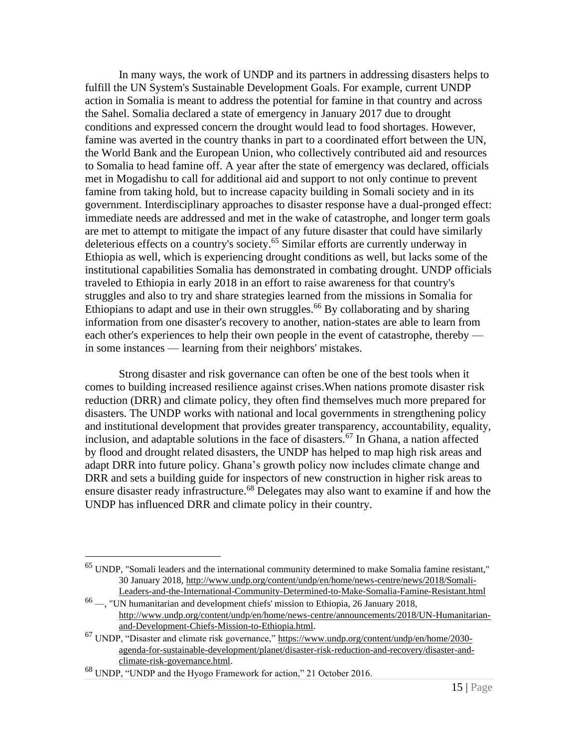In many ways, the work of UNDP and its partners in addressing disasters helps to fulfill the UN System's Sustainable Development Goals. For example, current UNDP action in Somalia is meant to address the potential for famine in that country and across the Sahel. Somalia declared a state of emergency in January 2017 due to drought conditions and expressed concern the drought would lead to food shortages. However, famine was averted in the country thanks in part to a coordinated effort between the UN, the World Bank and the European Union, who collectively contributed aid and resources to Somalia to head famine off. A year after the state of emergency was declared, officials met in Mogadishu to call for additional aid and support to not only continue to prevent famine from taking hold, but to increase capacity building in Somali society and in its government. Interdisciplinary approaches to disaster response have a dual-pronged effect: immediate needs are addressed and met in the wake of catastrophe, and longer term goals are met to attempt to mitigate the impact of any future disaster that could have similarly deleterious effects on a country's society.[65] Similar efforts are currently underway in Ethiopia as well, which is experiencing drought conditions as well, but lacks some of the institutional capabilities Somalia has demonstrated in combating drought. UNDP officials traveled to Ethiopia in early 2018 in an effort to raise awareness for that country's struggles and also to try and share strategies learned from the missions in Somalia for Ethiopians to adapt and use in their own struggles.[66] By collaborating and by sharing information from one disaster's recovery to another, nation-states are able to learn from each other's experiences to help their own people in the event of catastrophe, thereby — in some instances — learning from their neighbors' mistakes.

Strong disaster and risk governance can often be one of the best tools when it comes to building increased resilience against crises.When nations promote disaster risk reduction (DRR) and climate policy, they often find themselves much more prepared for disasters. The UNDP works with national and local governments in strengthening policy and institutional development that provides greater transparency, accountability, equality, inclusion, and adaptable solutions in the face of disasters.[67] In Ghana, a nation affected by flood and drought related disasters, the UNDP has helped to map high risk areas and adapt DRR into future policy. Ghana's growth policy now includes climate change and DRR and sets a building guide for inspectors of new construction in higher risk areas to ensure disaster ready infrastructure.[68] Delegates may also want to examine if and how the UNDP has influenced DRR and climate policy in their country.

---

[65] UNDP, "Somali leaders and the international community determined to make Somalia famine resistant," 30 January 2018, http://www.undp.org/content/undp/en/home/news-centre/news/2018/Somali-Leaders-and-the-International-Community-Determined-to-Make-Somalia-Famine-Resistant.html

[66] —, "UN humanitarian and development chiefs' mission to Ethiopia, 26 January 2018, http://www.undp.org/content/undp/en/home/news-centre/announcements/2018/UN-Humanitarian-and-Development-Chiefs-Mission-to-Ethiopia.html.

[67] UNDP, "Disaster and climate risk governance," https://www.undp.org/content/undp/en/home/2030-agenda-for-sustainable-development/planet/disaster-risk-reduction-and-recovery/disaster-and-climate-risk-governance.html.

[68] UNDP, "UNDP and the Hyogo Framework for action," 21 October 2016.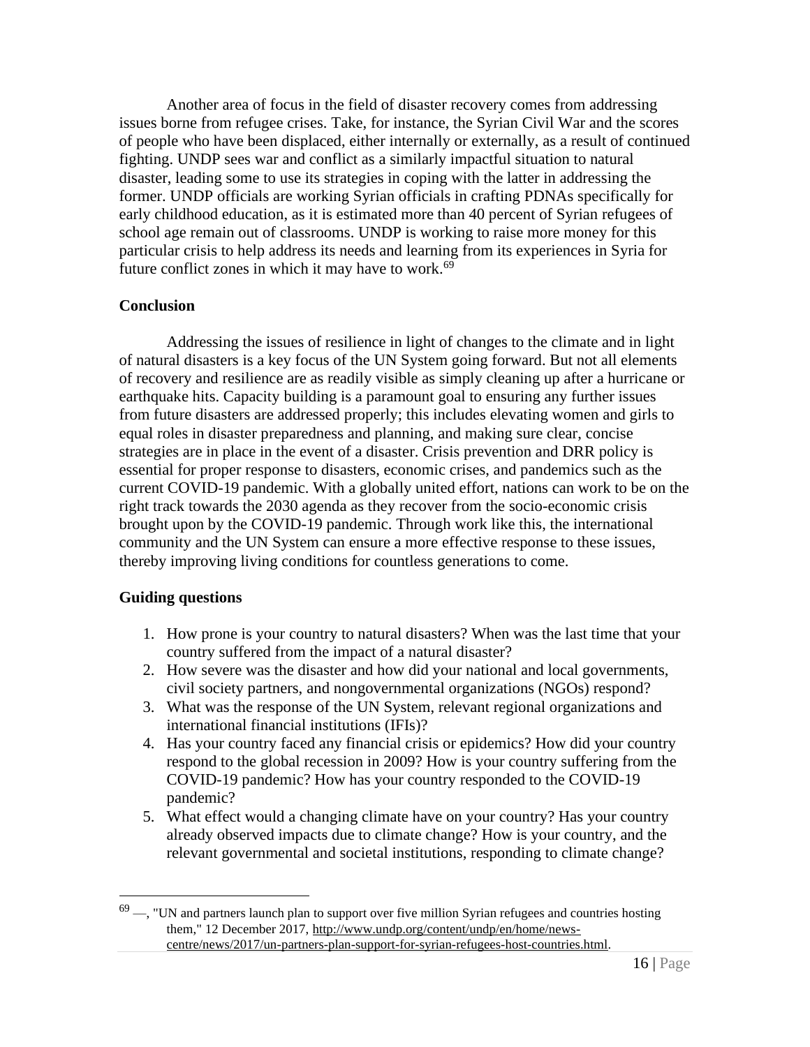Another area of focus in the field of disaster recovery comes from addressing issues borne from refugee crises. Take, for instance, the Syrian Civil War and the scores of people who have been displaced, either internally or externally, as a result of continued fighting. UNDP sees war and conflict as a similarly impactful situation to natural disaster, leading some to use its strategies in coping with the latter in addressing the former. UNDP officials are working Syrian officials in crafting PDNAs specifically for early childhood education, as it is estimated more than 40 percent of Syrian refugees of school age remain out of classrooms. UNDP is working to raise more money for this particular crisis to help address its needs and learning from its experiences in Syria for future conflict zones in which it may have to work.[69]

**Conclusion**

Addressing the issues of resilience in light of changes to the climate and in light of natural disasters is a key focus of the UN System going forward. But not all elements of recovery and resilience are as readily visible as simply cleaning up after a hurricane or earthquake hits. Capacity building is a paramount goal to ensuring any further issues from future disasters are addressed properly; this includes elevating women and girls to equal roles in disaster preparedness and planning, and making sure clear, concise strategies are in place in the event of a disaster. Crisis prevention and DRR policy is essential for proper response to disasters, economic crises, and pandemics such as the current COVID-19 pandemic. With a globally united effort, nations can work to be on the right track towards the 2030 agenda as they recover from the socio-economic crisis brought upon by the COVID-19 pandemic. Through work like this, the international community and the UN System can ensure a more effective response to these issues, thereby improving living conditions for countless generations to come.

**Guiding questions**

1. How prone is your country to natural disasters? When was the last time that your country suffered from the impact of a natural disaster?
2. How severe was the disaster and how did your national and local governments, civil society partners, and nongovernmental organizations (NGOs) respond?
3. What was the response of the UN System, relevant regional organizations and international financial institutions (IFIs)?
4. Has your country faced any financial crisis or epidemics? How did your country respond to the global recession in 2009? How is your country suffering from the COVID-19 pandemic? How has your country responded to the COVID-19 pandemic?
5. What effect would a changing climate have on your country? Has your country already observed impacts due to climate change? How is your country, and the relevant governmental and societal institutions, responding to climate change?

---

[69] —, "UN and partners launch plan to support over five million Syrian refugees and countries hosting them," 12 December 2017, http://www.undp.org/content/undp/en/home/news-centre/news/2017/un-partners-plan-support-for-syrian-refugees-host-countries.html.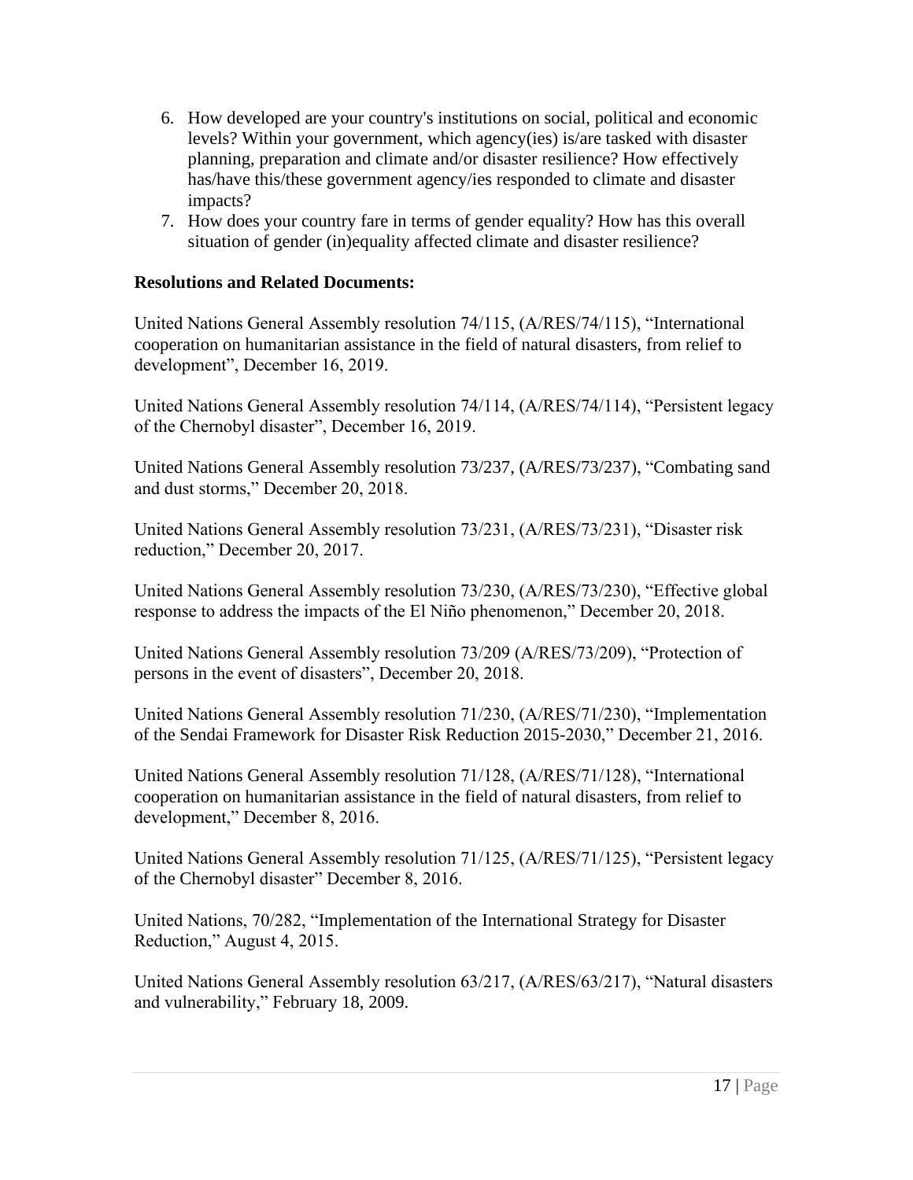6. How developed are your country's institutions on social, political and economic levels? Within your government, which agency(ies) is/are tasked with disaster planning, preparation and climate and/or disaster resilience? How effectively has/have this/these government agency/ies responded to climate and disaster impacts?
7. How does your country fare in terms of gender equality? How has this overall situation of gender (in)equality affected climate and disaster resilience?

**Resolutions and Related Documents:**

United Nations General Assembly resolution 74/115, (A/RES/74/115), "International cooperation on humanitarian assistance in the field of natural disasters, from relief to development", December 16, 2019.

United Nations General Assembly resolution 74/114, (A/RES/74/114), "Persistent legacy of the Chernobyl disaster", December 16, 2019.

United Nations General Assembly resolution 73/237, (A/RES/73/237), "Combating sand and dust storms," December 20, 2018.

United Nations General Assembly resolution 73/231, (A/RES/73/231), "Disaster risk reduction," December 20, 2017.

United Nations General Assembly resolution 73/230, (A/RES/73/230), "Effective global response to address the impacts of the El Niño phenomenon," December 20, 2018.

United Nations General Assembly resolution 73/209 (A/RES/73/209), "Protection of persons in the event of disasters", December 20, 2018.

United Nations General Assembly resolution 71/230, (A/RES/71/230), "Implementation of the Sendai Framework for Disaster Risk Reduction 2015-2030," December 21, 2016.

United Nations General Assembly resolution 71/128, (A/RES/71/128), "International cooperation on humanitarian assistance in the field of natural disasters, from relief to development," December 8, 2016.

United Nations General Assembly resolution 71/125, (A/RES/71/125), "Persistent legacy of the Chernobyl disaster" December 8, 2016.

United Nations, 70/282, "Implementation of the International Strategy for Disaster Reduction," August 4, 2015.

United Nations General Assembly resolution 63/217, (A/RES/63/217), "Natural disasters and vulnerability," February 18, 2009.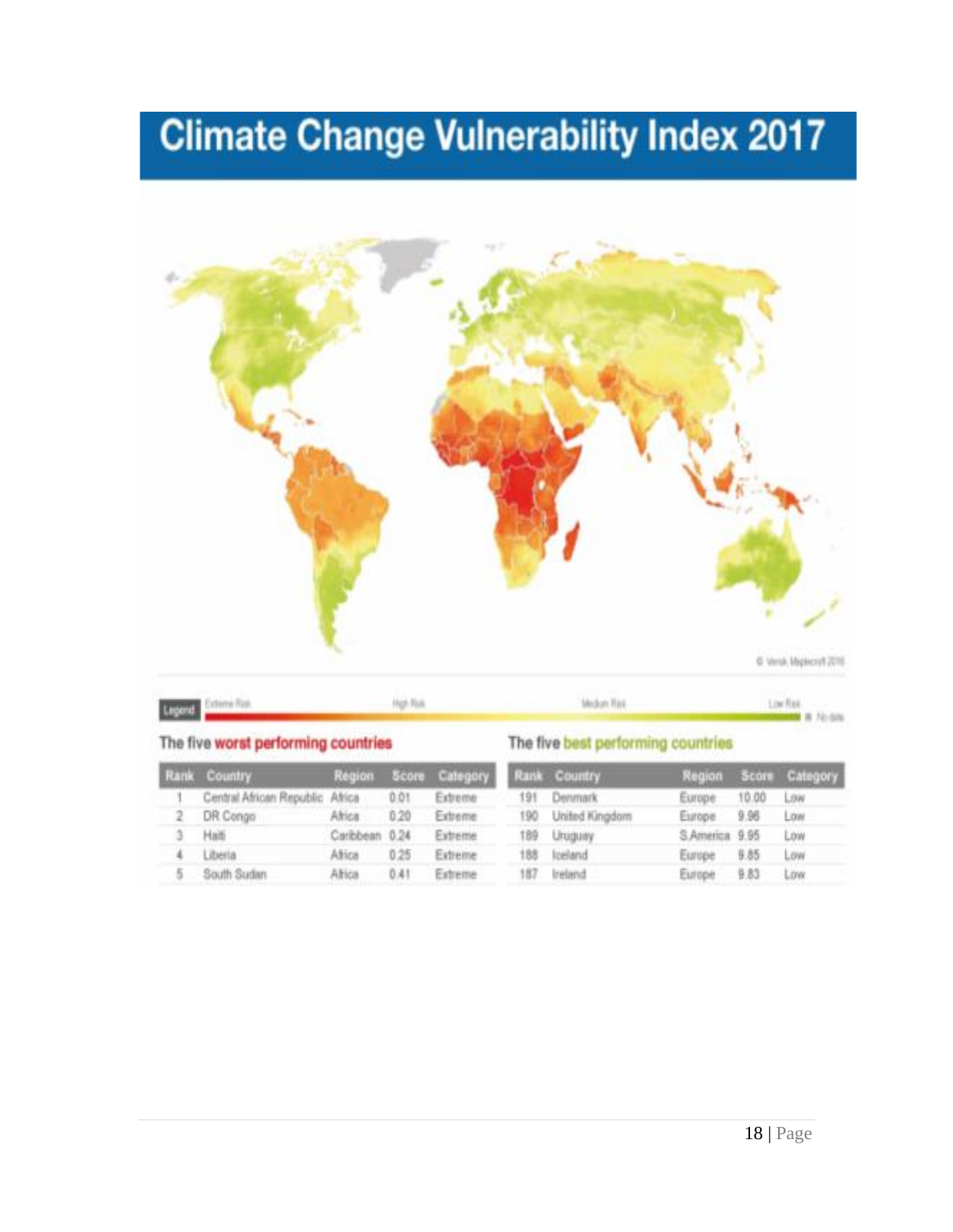# Climate Change Vulnerability Index 2017

© Verisk Maplecroft 2016

Legend: Extreme Risk, High Risk, Medium Risk, Low Risk, No data

**The five worst performing countries**

| Rank | Country | Region | Score | Category |
|---|---|---|---|---|
| 1 | Central African Republic | Africa | 0.01 | Extreme |
| 2 | DR Congo | Africa | 0.20 | Extreme |
| 3 | Haiti | Caribbean | 0.24 | Extreme |
| 4 | Liberia | Africa | 0.25 | Extreme |
| 5 | South Sudan | Africa | 0.41 | Extreme |

**The five best performing countries**

| Rank | Country | Region | Score | Category |
|---|---|---|---|---|
| 191 | Denmark | Europe | 10.00 | Low |
| 190 | United Kingdom | Europe | 9.96 | Low |
| 189 | Uruguay | S.America | 9.95 | Low |
| 188 | Iceland | Europe | 9.85 | Low |
| 187 | Ireland | Europe | 9.83 | Low |